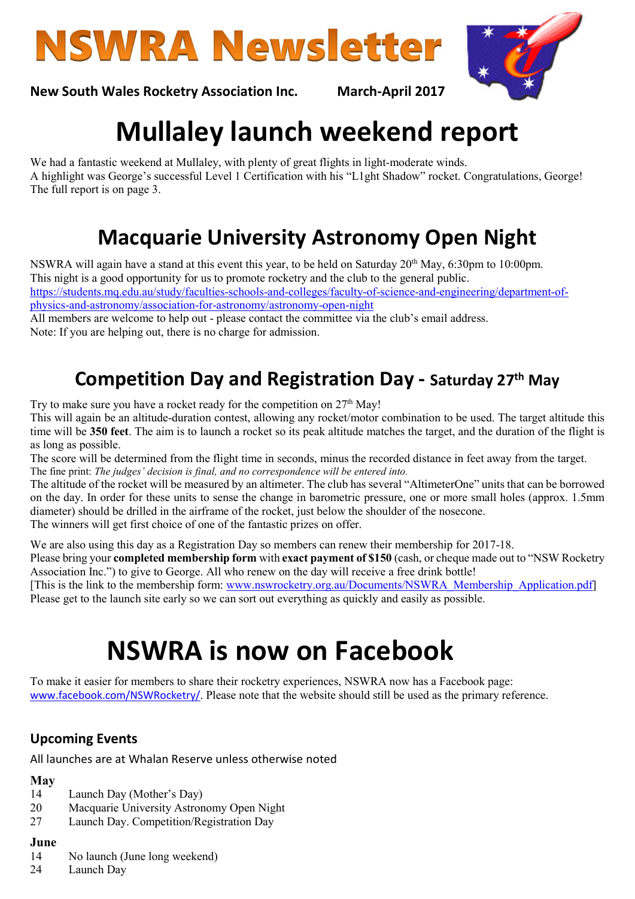# NSWRA Newsletter

**New South Wales Rocketry Association Inc.** **March-April 2017**

# Mullaley launch weekend report

We had a fantastic weekend at Mullaley, with plenty of great flights in light-moderate winds.
A highlight was George's successful Level 1 Certification with his "L1ght Shadow" rocket. Congratulations, George!
The full report is on page 3.

## Macquarie University Astronomy Open Night

NSWRA will again have a stand at this event this year, to be held on Saturday 20th May, 6:30pm to 10:00pm.
This night is a good opportunity for us to promote rocketry and the club to the general public.
https://students.mq.edu.au/study/faculties-schools-and-colleges/faculty-of-science-and-engineering/department-of-physics-and-astronomy/association-for-astronomy/astronomy-open-night
All members are welcome to help out - please contact the committee via the club's email address.
Note: If you are helping out, there is no charge for admission.

## Competition Day and Registration Day - Saturday 27th May

Try to make sure you have a rocket ready for the competition on 27th May!
This will again be an altitude-duration contest, allowing any rocket/motor combination to be used. The target altitude this time will be **350 feet**. The aim is to launch a rocket so its peak altitude matches the target, and the duration of the flight is as long as possible.
The score will be determined from the flight time in seconds, minus the recorded distance in feet away from the target.
The fine print: *The judges' decision is final, and no correspondence will be entered into.*
The altitude of the rocket will be measured by an altimeter. The club has several "AltimeterOne" units that can be borrowed on the day. In order for these units to sense the change in barometric pressure, one or more small holes (approx. 1.5mm diameter) should be drilled in the airframe of the rocket, just below the shoulder of the nosecone.
The winners will get first choice of one of the fantastic prizes on offer.

We are also using this day as a Registration Day so members can renew their membership for 2017-18.
Please bring your **completed membership form** with **exact payment of $150** (cash, or cheque made out to "NSW Rocketry Association Inc.") to give to George. All who renew on the day will receive a free drink bottle!
[This is the link to the membership form: www.nswrocketry.org.au/Documents/NSWRA_Membership_Application.pdf]
Please get to the launch site early so we can sort out everything as quickly and easily as possible.

# NSWRA is now on Facebook

To make it easier for members to share their rocketry experiences, NSWRA now has a Facebook page: www.facebook.com/NSWRocketry/. Please note that the website should still be used as the primary reference.

### Upcoming Events

All launches are at Whalan Reserve unless otherwise noted

**May**

- 14 Launch Day (Mother's Day)
- 20 Macquarie University Astronomy Open Night
- 27 Launch Day. Competition/Registration Day

**June**

- 14 No launch (June long weekend)
- 24 Launch Day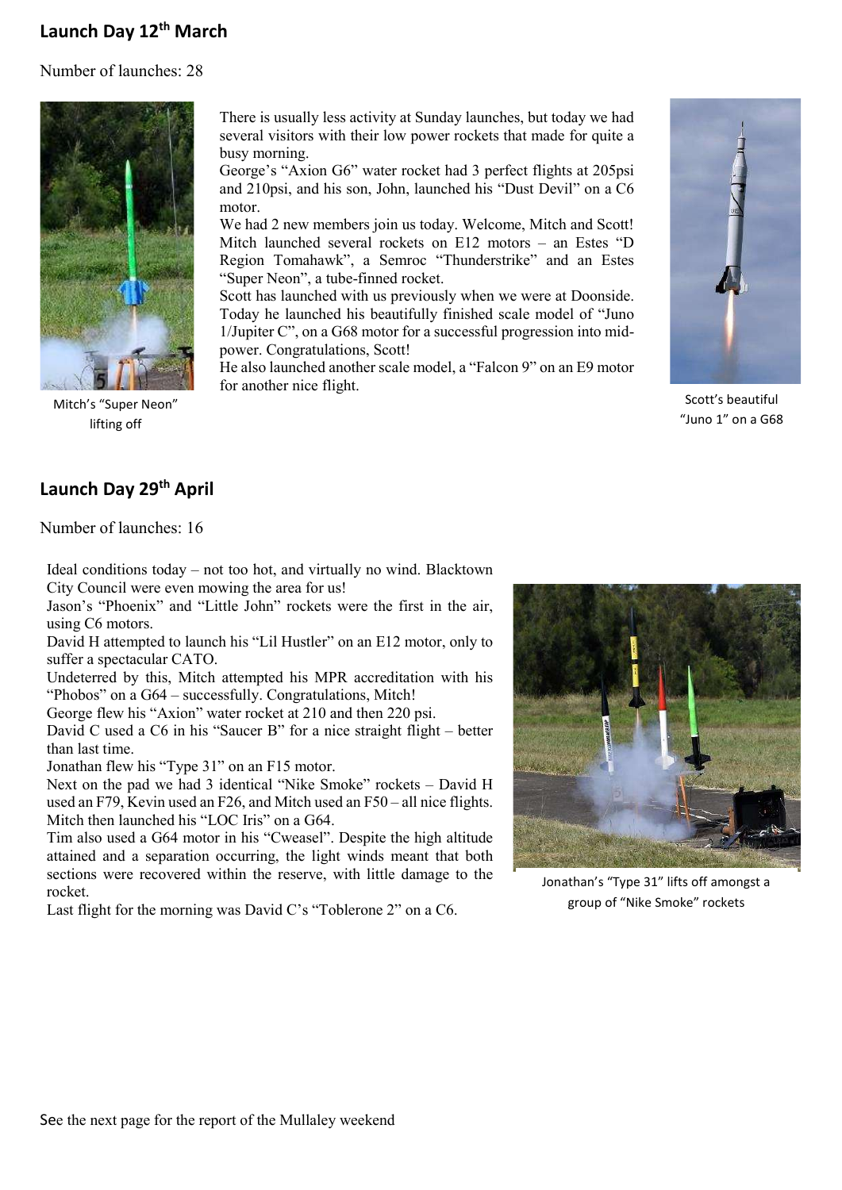## Launch Day 12th March

Number of launches: 28

There is usually less activity at Sunday launches, but today we had several visitors with their low power rockets that made for quite a busy morning.
George's "Axion G6" water rocket had 3 perfect flights at 205psi and 210psi, and his son, John, launched his "Dust Devil" on a C6 motor.
We had 2 new members join us today. Welcome, Mitch and Scott!
Mitch launched several rockets on E12 motors – an Estes "D Region Tomahawk", a Semroc "Thunderstrike" and an Estes "Super Neon", a tube-finned rocket.
Scott has launched with us previously when we were at Doonside. Today he launched his beautifully finished scale model of "Juno 1/Jupiter C", on a G68 motor for a successful progression into mid-power. Congratulations, Scott!
He also launched another scale model, a "Falcon 9" on an E9 motor for another nice flight.

Mitch's "Super Neon" lifting off

Scott's beautiful "Juno 1" on a G68

## Launch Day 29th April

Number of launches: 16

Ideal conditions today – not too hot, and virtually no wind. Blacktown City Council were even mowing the area for us!
Jason's "Phoenix" and "Little John" rockets were the first in the air, using C6 motors.
David H attempted to launch his "Lil Hustler" on an E12 motor, only to suffer a spectacular CATO.
Undeterred by this, Mitch attempted his MPR accreditation with his "Phobos" on a G64 – successfully. Congratulations, Mitch!
George flew his "Axion" water rocket at 210 and then 220 psi.
David C used a C6 in his "Saucer B" for a nice straight flight – better than last time.
Jonathan flew his "Type 31" on an F15 motor.
Next on the pad we had 3 identical "Nike Smoke" rockets – David H used an F79, Kevin used an F26, and Mitch used an F50 – all nice flights.
Mitch then launched his "LOC Iris" on a G64.
Tim also used a G64 motor in his "Cweasel". Despite the high altitude attained and a separation occurring, the light winds meant that both sections were recovered within the reserve, with little damage to the rocket.
Last flight for the morning was David C's "Toblerone 2" on a C6.

Jonathan's "Type 31" lifts off amongst a group of "Nike Smoke" rockets

See the next page for the report of the Mullaley weekend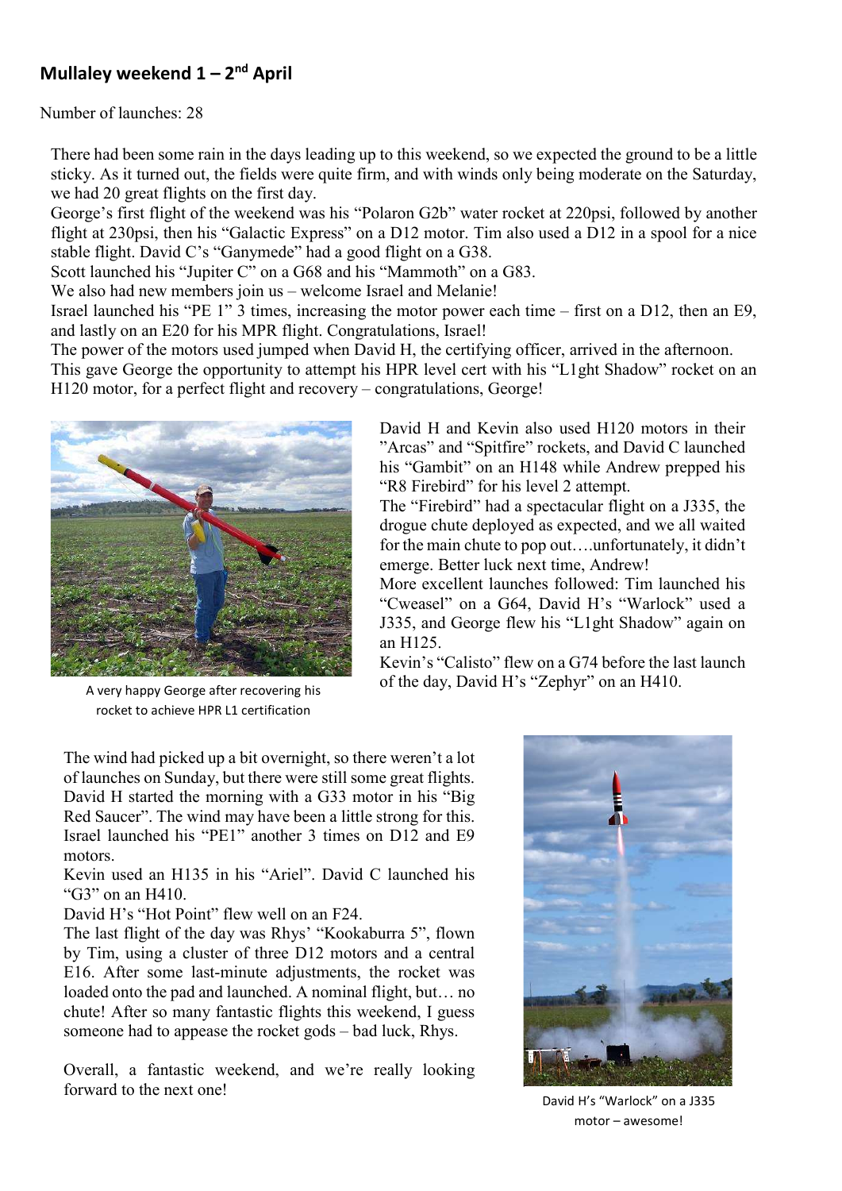## Mullaley weekend 1 – 2nd April

Number of launches: 28

There had been some rain in the days leading up to this weekend, so we expected the ground to be a little sticky. As it turned out, the fields were quite firm, and with winds only being moderate on the Saturday, we had 20 great flights on the first day.

George's first flight of the weekend was his "Polaron G2b" water rocket at 220psi, followed by another flight at 230psi, then his "Galactic Express" on a D12 motor. Tim also used a D12 in a spool for a nice stable flight. David C's "Ganymede" had a good flight on a G38.

Scott launched his "Jupiter C" on a G68 and his "Mammoth" on a G83.

We also had new members join us – welcome Israel and Melanie!

Israel launched his "PE 1" 3 times, increasing the motor power each time – first on a D12, then an E9, and lastly on an E20 for his MPR flight. Congratulations, Israel!

The power of the motors used jumped when David H, the certifying officer, arrived in the afternoon. This gave George the opportunity to attempt his HPR level cert with his "L1ght Shadow" rocket on an H120 motor, for a perfect flight and recovery – congratulations, George!

A very happy George after recovering his rocket to achieve HPR L1 certification

David H and Kevin also used H120 motors in their "Arcas" and "Spitfire" rockets, and David C launched his "Gambit" on an H148 while Andrew prepped his "R8 Firebird" for his level 2 attempt.

The "Firebird" had a spectacular flight on a J335, the drogue chute deployed as expected, and we all waited for the main chute to pop out….unfortunately, it didn't emerge. Better luck next time, Andrew!

More excellent launches followed: Tim launched his "Cweasel" on a G64, David H's "Warlock" used a J335, and George flew his "L1ght Shadow" again on an H125.

Kevin's "Calisto" flew on a G74 before the last launch of the day, David H's "Zephyr" on an H410.

The wind had picked up a bit overnight, so there weren't a lot of launches on Sunday, but there were still some great flights. David H started the morning with a G33 motor in his "Big Red Saucer". The wind may have been a little strong for this.

Israel launched his "PE1" another 3 times on D12 and E9 motors.

Kevin used an H135 in his "Ariel". David C launched his "G3" on an H410.

David H's "Hot Point" flew well on an F24.

The last flight of the day was Rhys' "Kookaburra 5", flown by Tim, using a cluster of three D12 motors and a central E16. After some last-minute adjustments, the rocket was loaded onto the pad and launched. A nominal flight, but… no chute! After so many fantastic flights this weekend, I guess someone had to appease the rocket gods – bad luck, Rhys.

Overall, a fantastic weekend, and we're really looking forward to the next one!

David H's "Warlock" on a J335 motor – awesome!